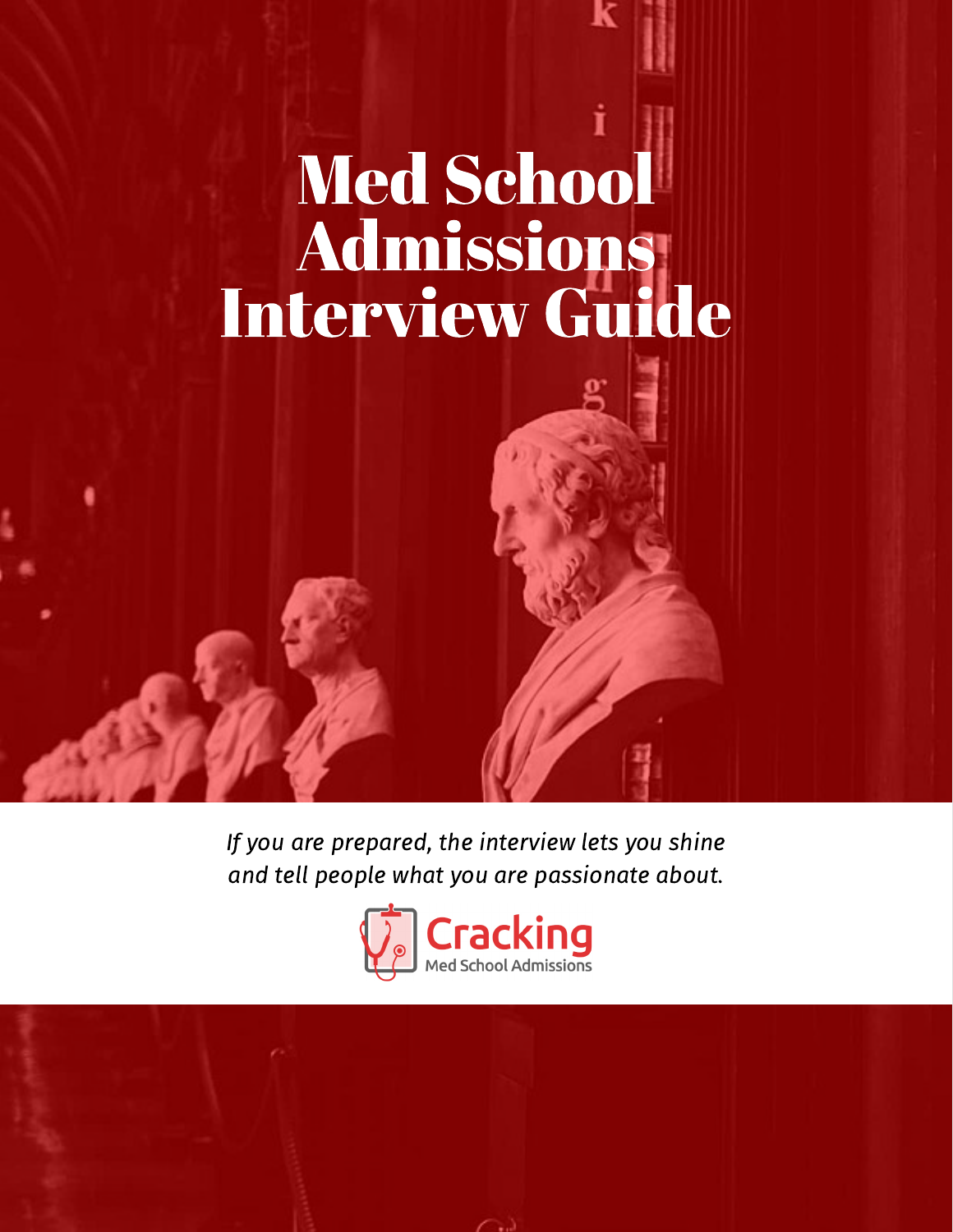# Med School Admissions Interview Guide

*If you are prepared, the interview lets you shine and tell people what you are passionate about.*

Cracking
Med School Admissions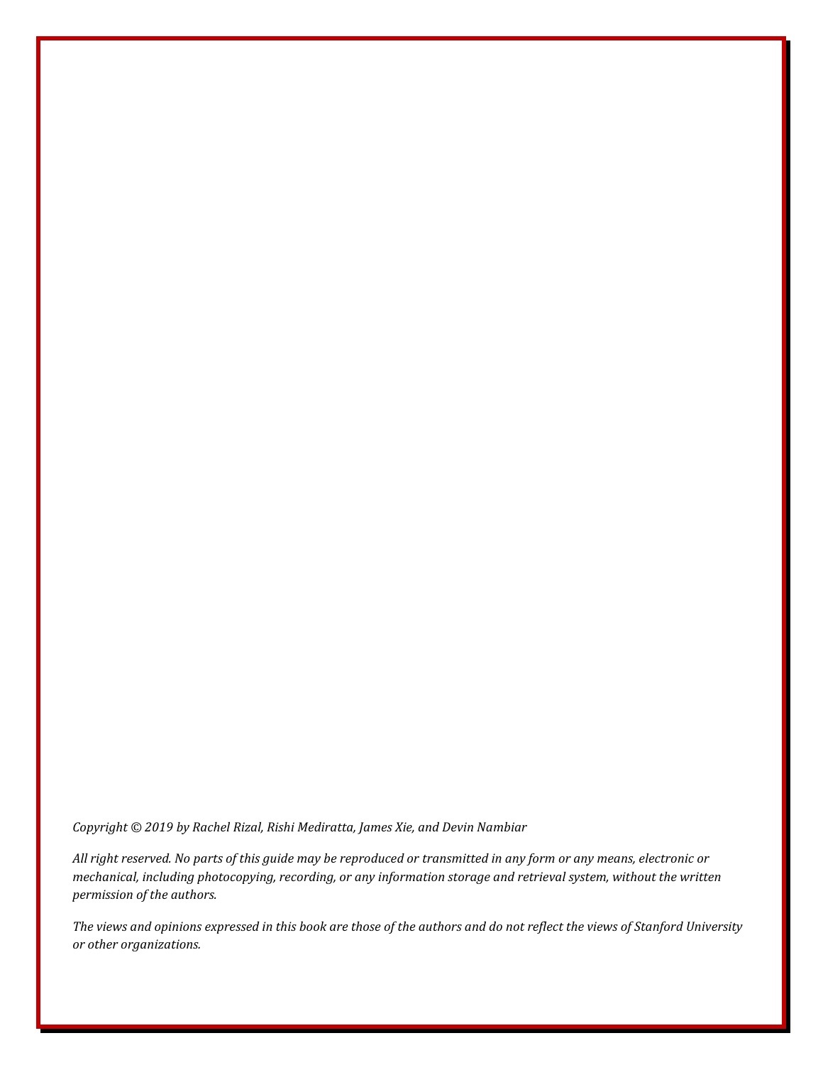*Copyright © 2019 by Rachel Rizal, Rishi Mediratta, James Xie, and Devin Nambiar*

*All right reserved. No parts of this guide may be reproduced or transmitted in any form or any means, electronic or mechanical, including photocopying, recording, or any information storage and retrieval system, without the written permission of the authors.*

*The views and opinions expressed in this book are those of the authors and do not reflect the views of Stanford University or other organizations.*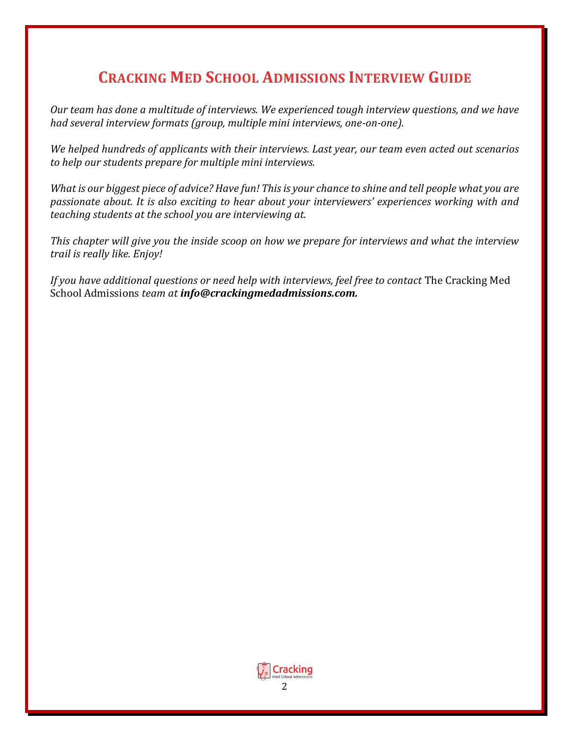# Cracking Med School Admissions Interview Guide

*Our team has done a multitude of interviews. We experienced tough interview questions, and we have had several interview formats (group, multiple mini interviews, one-on-one).*

*We helped hundreds of applicants with their interviews. Last year, our team even acted out scenarios to help our students prepare for multiple mini interviews.*

*What is our biggest piece of advice? Have fun! This is your chance to shine and tell people what you are passionate about. It is also exciting to hear about your interviewers' experiences working with and teaching students at the school you are interviewing at.*

*This chapter will give you the inside scoop on how we prepare for interviews and what the interview trail is really like. Enjoy!*

*If you have additional questions or need help with interviews, feel free to contact* The Cracking Med School Admissions *team at* ***info@crackingmedadmissions.com.***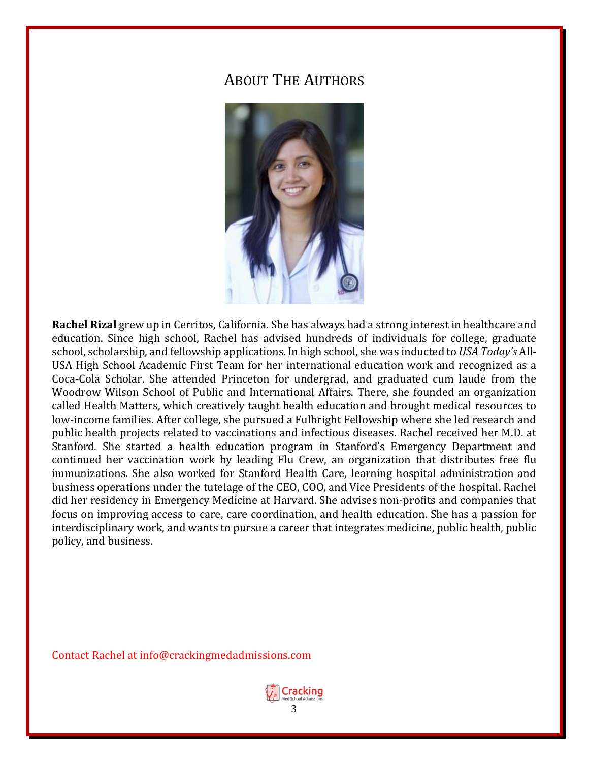# About The Authors

**Rachel Rizal** grew up in Cerritos, California. She has always had a strong interest in healthcare and education. Since high school, Rachel has advised hundreds of individuals for college, graduate school, scholarship, and fellowship applications. In high school, she was inducted to *USA Today's* All-USA High School Academic First Team for her international education work and recognized as a Coca-Cola Scholar. She attended Princeton for undergrad, and graduated cum laude from the Woodrow Wilson School of Public and International Affairs. There, she founded an organization called Health Matters, which creatively taught health education and brought medical resources to low-income families. After college, she pursued a Fulbright Fellowship where she led research and public health projects related to vaccinations and infectious diseases. Rachel received her M.D. at Stanford. She started a health education program in Stanford's Emergency Department and continued her vaccination work by leading Flu Crew, an organization that distributes free flu immunizations. She also worked for Stanford Health Care, learning hospital administration and business operations under the tutelage of the CEO, COO, and Vice Presidents of the hospital. Rachel did her residency in Emergency Medicine at Harvard. She advises non-profits and companies that focus on improving access to care, care coordination, and health education. She has a passion for interdisciplinary work, and wants to pursue a career that integrates medicine, public health, public policy, and business.

Contact Rachel at info@crackingmedadmissions.com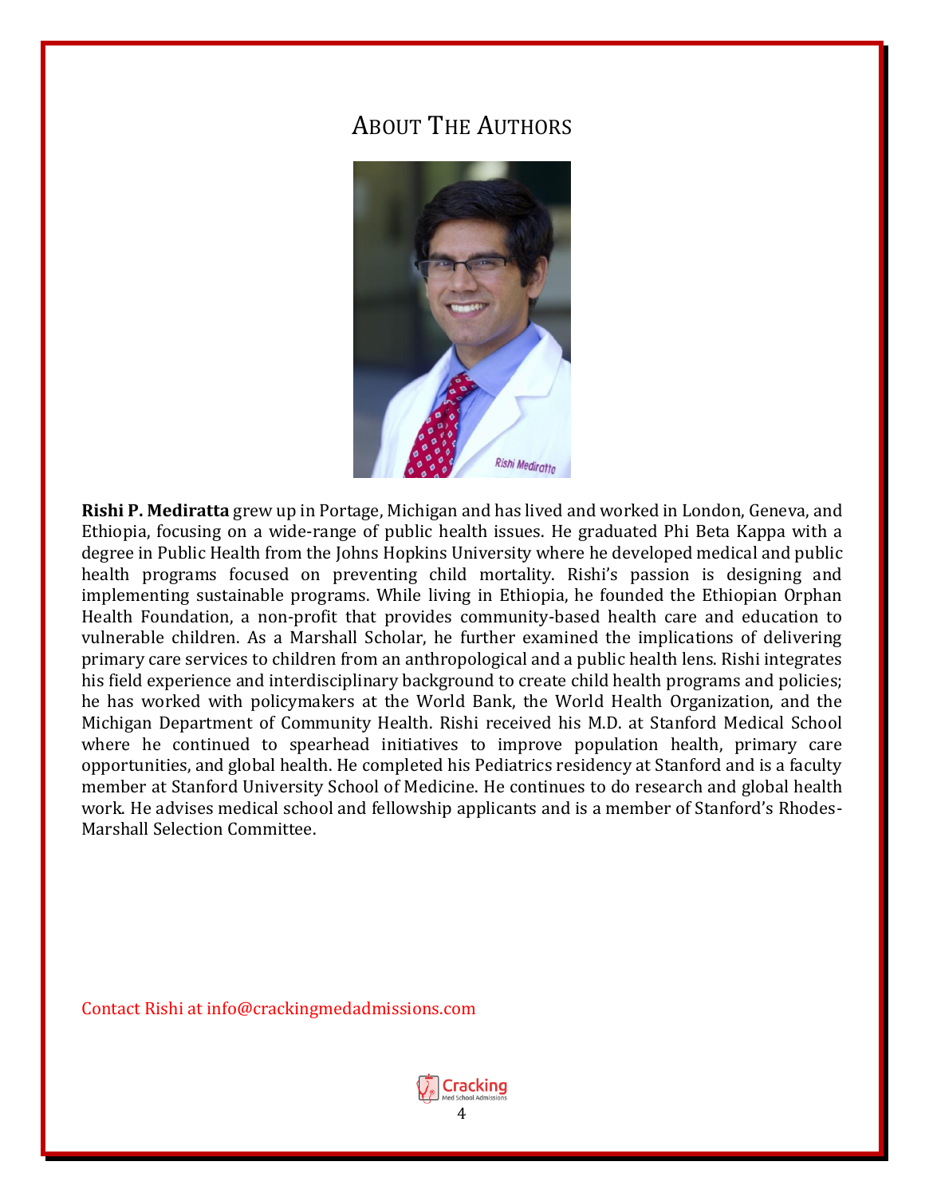# About The Authors

**Rishi P. Mediratta** grew up in Portage, Michigan and has lived and worked in London, Geneva, and Ethiopia, focusing on a wide-range of public health issues. He graduated Phi Beta Kappa with a degree in Public Health from the Johns Hopkins University where he developed medical and public health programs focused on preventing child mortality. Rishi's passion is designing and implementing sustainable programs. While living in Ethiopia, he founded the Ethiopian Orphan Health Foundation, a non-profit that provides community-based health care and education to vulnerable children. As a Marshall Scholar, he further examined the implications of delivering primary care services to children from an anthropological and a public health lens. Rishi integrates his field experience and interdisciplinary background to create child health programs and policies; he has worked with policymakers at the World Bank, the World Health Organization, and the Michigan Department of Community Health. Rishi received his M.D. at Stanford Medical School where he continued to spearhead initiatives to improve population health, primary care opportunities, and global health. He completed his Pediatrics residency at Stanford and is a faculty member at Stanford University School of Medicine. He continues to do research and global health work. He advises medical school and fellowship applicants and is a member of Stanford's Rhodes-Marshall Selection Committee.

Contact Rishi at info@crackingmedadmissions.com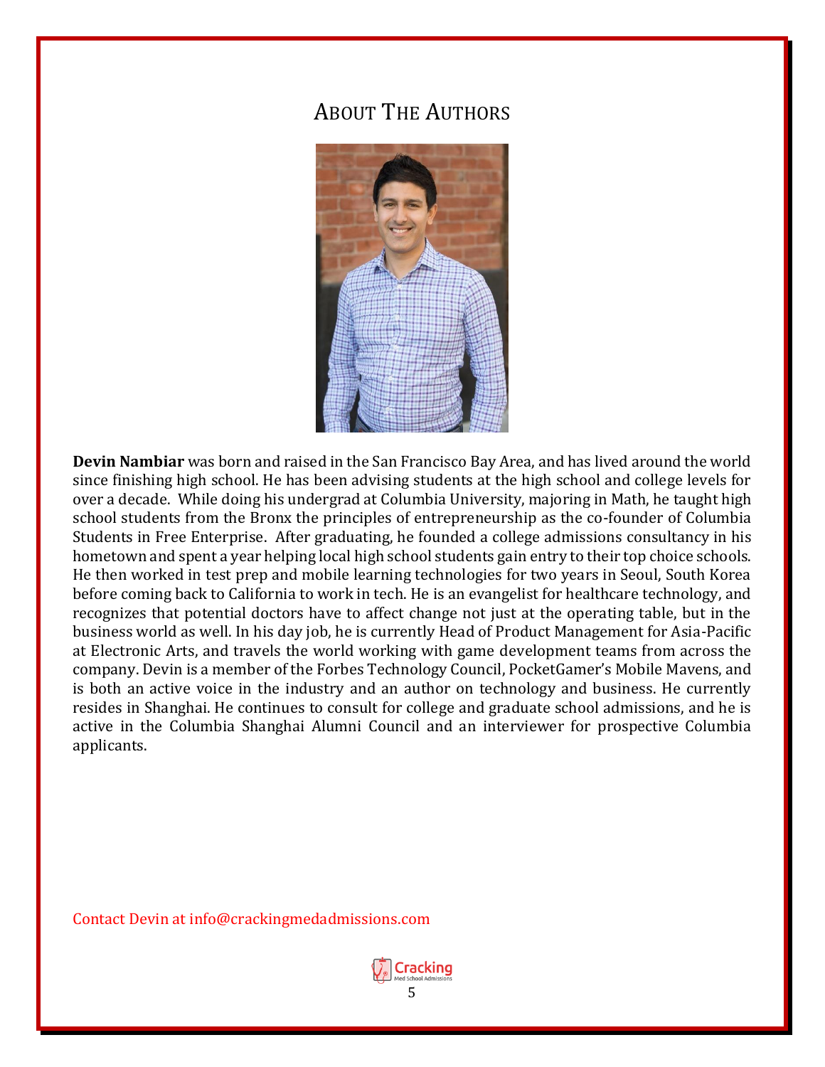# About The Authors

**Devin Nambiar** was born and raised in the San Francisco Bay Area, and has lived around the world since finishing high school. He has been advising students at the high school and college levels for over a decade. While doing his undergrad at Columbia University, majoring in Math, he taught high school students from the Bronx the principles of entrepreneurship as the co-founder of Columbia Students in Free Enterprise. After graduating, he founded a college admissions consultancy in his hometown and spent a year helping local high school students gain entry to their top choice schools. He then worked in test prep and mobile learning technologies for two years in Seoul, South Korea before coming back to California to work in tech. He is an evangelist for healthcare technology, and recognizes that potential doctors have to affect change not just at the operating table, but in the business world as well. In his day job, he is currently Head of Product Management for Asia-Pacific at Electronic Arts, and travels the world working with game development teams from across the company. Devin is a member of the Forbes Technology Council, PocketGamer's Mobile Mavens, and is both an active voice in the industry and an author on technology and business. He currently resides in Shanghai. He continues to consult for college and graduate school admissions, and he is active in the Columbia Shanghai Alumni Council and an interviewer for prospective Columbia applicants.

Contact Devin at info@crackingmedadmissions.com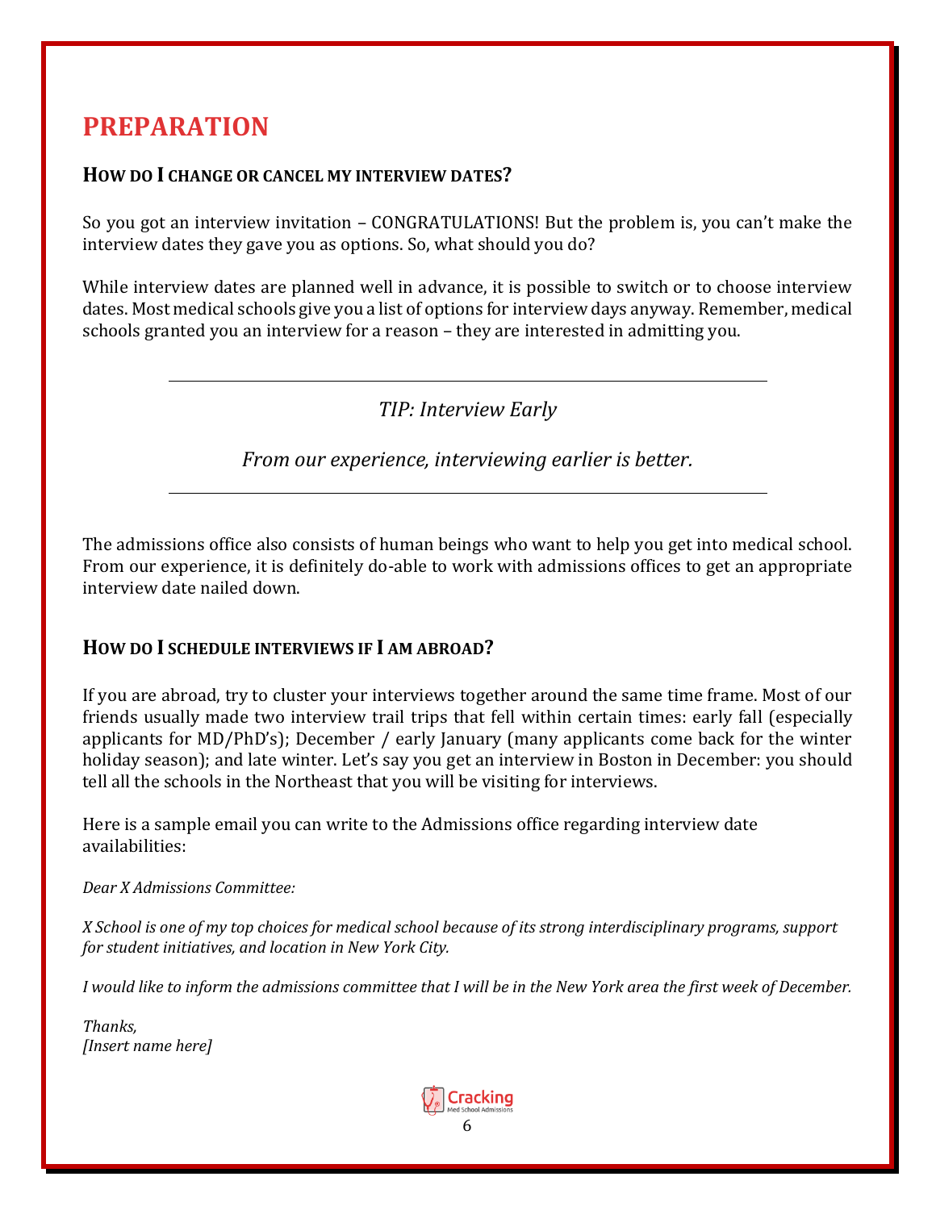# PREPARATION

### HOW DO I CHANGE OR CANCEL MY INTERVIEW DATES?

So you got an interview invitation – CONGRATULATIONS! But the problem is, you can't make the interview dates they gave you as options. So, what should you do?

While interview dates are planned well in advance, it is possible to switch or to choose interview dates. Most medical schools give you a list of options for interview days anyway. Remember, medical schools granted you an interview for a reason – they are interested in admitting you.

---

*TIP: Interview Early*

*From our experience, interviewing earlier is better.*

---

The admissions office also consists of human beings who want to help you get into medical school. From our experience, it is definitely do-able to work with admissions offices to get an appropriate interview date nailed down.

### HOW DO I SCHEDULE INTERVIEWS IF I AM ABROAD?

If you are abroad, try to cluster your interviews together around the same time frame. Most of our friends usually made two interview trail trips that fell within certain times: early fall (especially applicants for MD/PhD's); December / early January (many applicants come back for the winter holiday season); and late winter. Let's say you get an interview in Boston in December: you should tell all the schools in the Northeast that you will be visiting for interviews.

Here is a sample email you can write to the Admissions office regarding interview date availabilities:

*Dear X Admissions Committee:*

*X School is one of my top choices for medical school because of its strong interdisciplinary programs, support for student initiatives, and location in New York City.*

*I would like to inform the admissions committee that I will be in the New York area the first week of December.*

*Thanks,*
*[Insert name here]*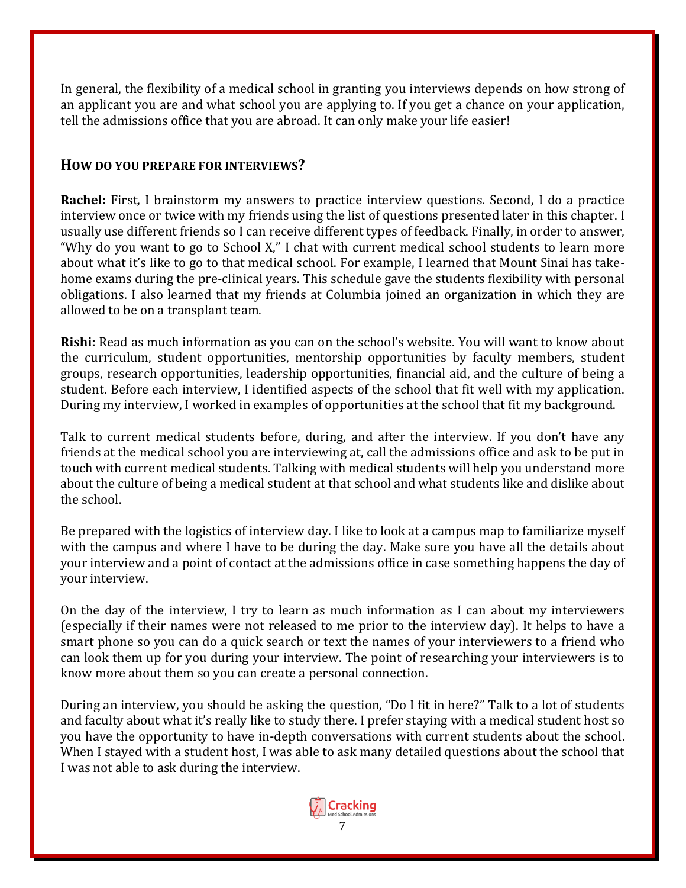In general, the flexibility of a medical school in granting you interviews depends on how strong of an applicant you are and what school you are applying to. If you get a chance on your application, tell the admissions office that you are abroad. It can only make your life easier!

## How do you prepare for interviews?

**Rachel:** First, I brainstorm my answers to practice interview questions. Second, I do a practice interview once or twice with my friends using the list of questions presented later in this chapter. I usually use different friends so I can receive different types of feedback. Finally, in order to answer, "Why do you want to go to School X," I chat with current medical school students to learn more about what it's like to go to that medical school. For example, I learned that Mount Sinai has take-home exams during the pre-clinical years. This schedule gave the students flexibility with personal obligations. I also learned that my friends at Columbia joined an organization in which they are allowed to be on a transplant team.

**Rishi:** Read as much information as you can on the school's website. You will want to know about the curriculum, student opportunities, mentorship opportunities by faculty members, student groups, research opportunities, leadership opportunities, financial aid, and the culture of being a student. Before each interview, I identified aspects of the school that fit well with my application. During my interview, I worked in examples of opportunities at the school that fit my background.

Talk to current medical students before, during, and after the interview. If you don't have any friends at the medical school you are interviewing at, call the admissions office and ask to be put in touch with current medical students. Talking with medical students will help you understand more about the culture of being a medical student at that school and what students like and dislike about the school.

Be prepared with the logistics of interview day. I like to look at a campus map to familiarize myself with the campus and where I have to be during the day. Make sure you have all the details about your interview and a point of contact at the admissions office in case something happens the day of your interview.

On the day of the interview, I try to learn as much information as I can about my interviewers (especially if their names were not released to me prior to the interview day). It helps to have a smart phone so you can do a quick search or text the names of your interviewers to a friend who can look them up for you during your interview. The point of researching your interviewers is to know more about them so you can create a personal connection.

During an interview, you should be asking the question, "Do I fit in here?" Talk to a lot of students and faculty about what it's really like to study there. I prefer staying with a medical student host so you have the opportunity to have in-depth conversations with current students about the school. When I stayed with a student host, I was able to ask many detailed questions about the school that I was not able to ask during the interview.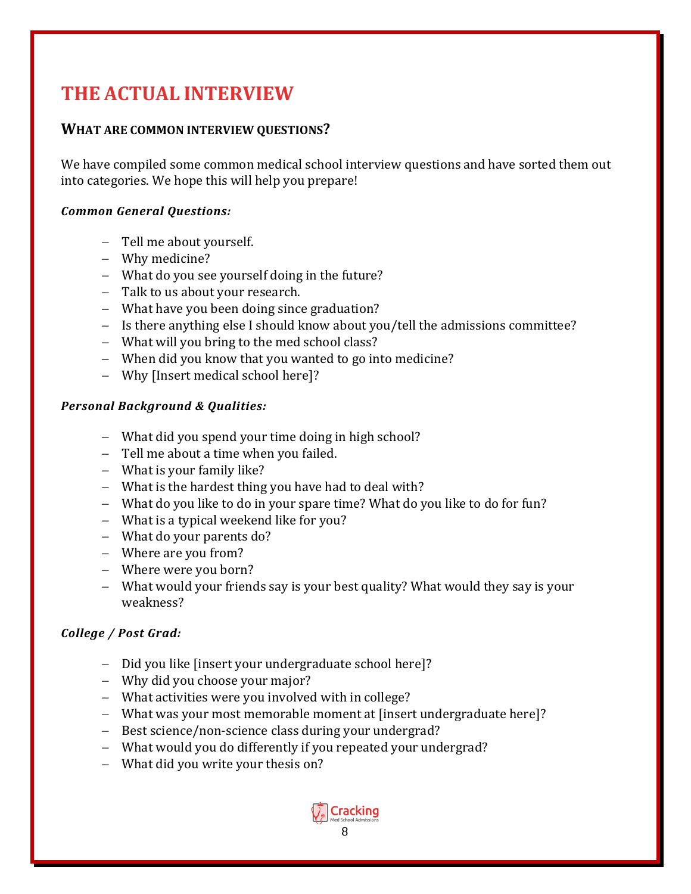# THE ACTUAL INTERVIEW

## WHAT ARE COMMON INTERVIEW QUESTIONS?

We have compiled some common medical school interview questions and have sorted them out into categories. We hope this will help you prepare!

***Common General Questions:***

- Tell me about yourself.
- Why medicine?
- What do you see yourself doing in the future?
- Talk to us about your research.
- What have you been doing since graduation?
- Is there anything else I should know about you/tell the admissions committee?
- What will you bring to the med school class?
- When did you know that you wanted to go into medicine?
- Why [Insert medical school here]?

***Personal Background & Qualities:***

- What did you spend your time doing in high school?
- Tell me about a time when you failed.
- What is your family like?
- What is the hardest thing you have had to deal with?
- What do you like to do in your spare time? What do you like to do for fun?
- What is a typical weekend like for you?
- What do your parents do?
- Where are you from?
- Where were you born?
- What would your friends say is your best quality? What would they say is your weakness?

***College / Post Grad:***

- Did you like [insert your undergraduate school here]?
- Why did you choose your major?
- What activities were you involved with in college?
- What was your most memorable moment at [insert undergraduate here]?
- Best science/non-science class during your undergrad?
- What would you do differently if you repeated your undergrad?
- What did you write your thesis on?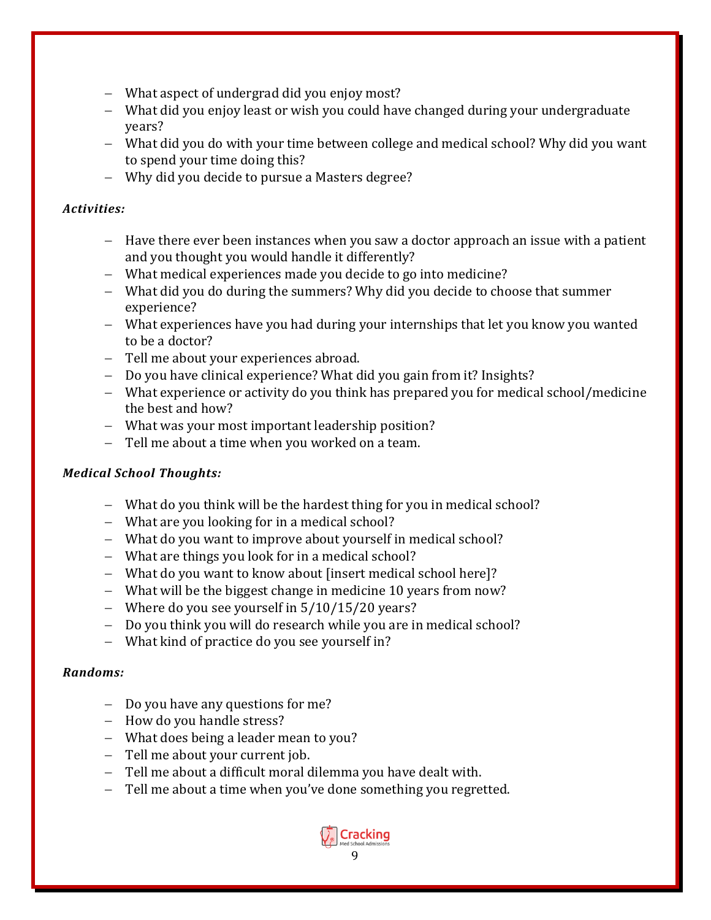- What aspect of undergrad did you enjoy most?
- What did you enjoy least or wish you could have changed during your undergraduate years?
- What did you do with your time between college and medical school? Why did you want to spend your time doing this?
- Why did you decide to pursue a Masters degree?

***Activities:***

- Have there ever been instances when you saw a doctor approach an issue with a patient and you thought you would handle it differently?
- What medical experiences made you decide to go into medicine?
- What did you do during the summers? Why did you decide to choose that summer experience?
- What experiences have you had during your internships that let you know you wanted to be a doctor?
- Tell me about your experiences abroad.
- Do you have clinical experience? What did you gain from it? Insights?
- What experience or activity do you think has prepared you for medical school/medicine the best and how?
- What was your most important leadership position?
- Tell me about a time when you worked on a team.

***Medical School Thoughts:***

- What do you think will be the hardest thing for you in medical school?
- What are you looking for in a medical school?
- What do you want to improve about yourself in medical school?
- What are things you look for in a medical school?
- What do you want to know about [insert medical school here]?
- What will be the biggest change in medicine 10 years from now?
- Where do you see yourself in 5/10/15/20 years?
- Do you think you will do research while you are in medical school?
- What kind of practice do you see yourself in?

***Randoms:***

- Do you have any questions for me?
- How do you handle stress?
- What does being a leader mean to you?
- Tell me about your current job.
- Tell me about a difficult moral dilemma you have dealt with.
- Tell me about a time when you've done something you regretted.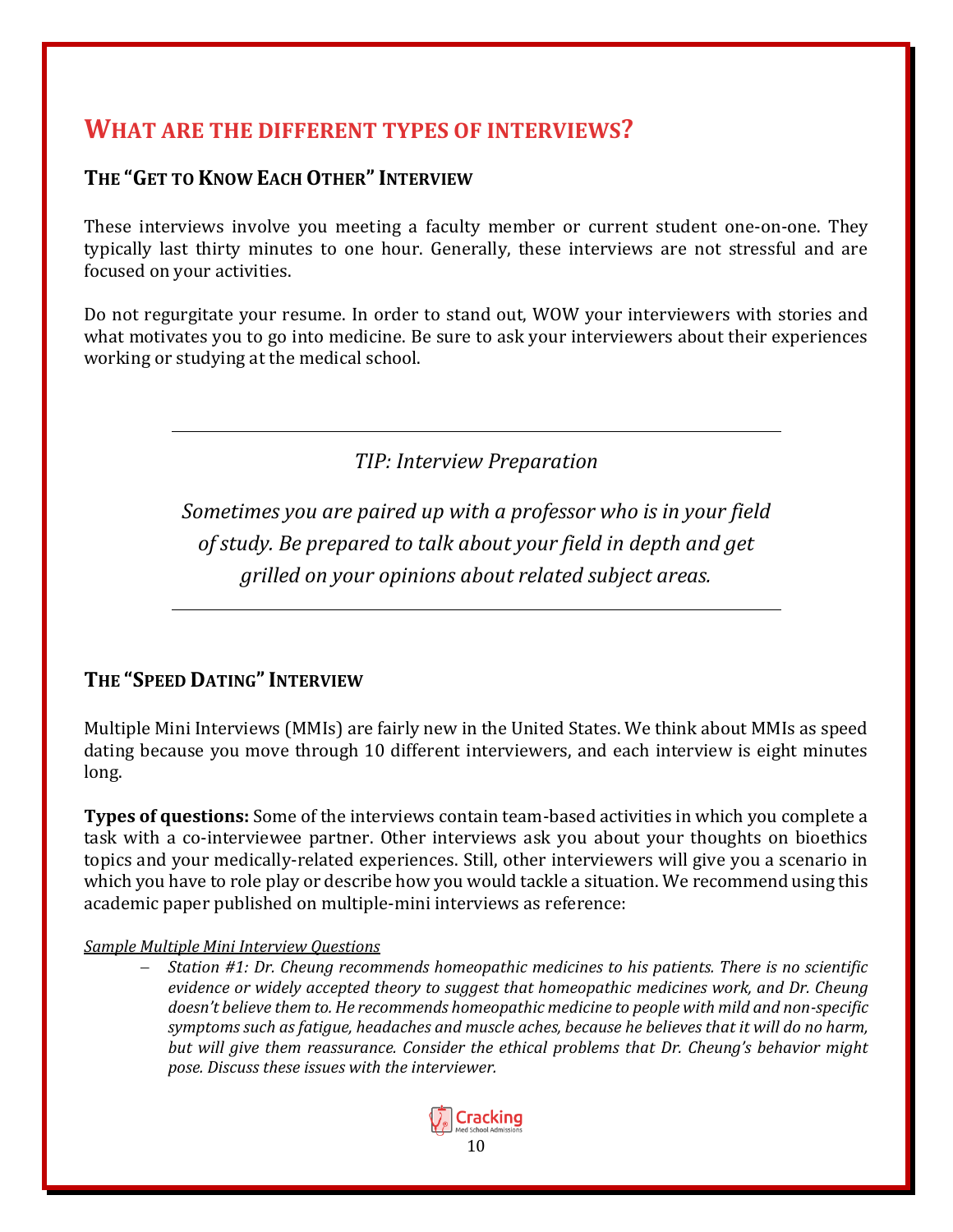## What are the different types of interviews?

### The "Get to Know Each Other" Interview

These interviews involve you meeting a faculty member or current student one-on-one. They typically last thirty minutes to one hour. Generally, these interviews are not stressful and are focused on your activities.

Do not regurgitate your resume. In order to stand out, WOW your interviewers with stories and what motivates you to go into medicine. Be sure to ask your interviewers about their experiences working or studying at the medical school.

---

*TIP: Interview Preparation*

*Sometimes you are paired up with a professor who is in your field of study. Be prepared to talk about your field in depth and get grilled on your opinions about related subject areas.*

---

### The "Speed Dating" Interview

Multiple Mini Interviews (MMIs) are fairly new in the United States. We think about MMIs as speed dating because you move through 10 different interviewers, and each interview is eight minutes long.

**Types of questions:** Some of the interviews contain team-based activities in which you complete a task with a co-interviewee partner. Other interviews ask you about your thoughts on bioethics topics and your medically-related experiences. Still, other interviewers will give you a scenario in which you have to role play or describe how you would tackle a situation. We recommend using this academic paper published on multiple-mini interviews as reference:

<u>*Sample Multiple Mini Interview Questions*</u>

- *Station #1: Dr. Cheung recommends homeopathic medicines to his patients. There is no scientific evidence or widely accepted theory to suggest that homeopathic medicines work, and Dr. Cheung doesn't believe them to. He recommends homeopathic medicine to people with mild and non-specific symptoms such as fatigue, headaches and muscle aches, because he believes that it will do no harm, but will give them reassurance. Consider the ethical problems that Dr. Cheung's behavior might pose. Discuss these issues with the interviewer.*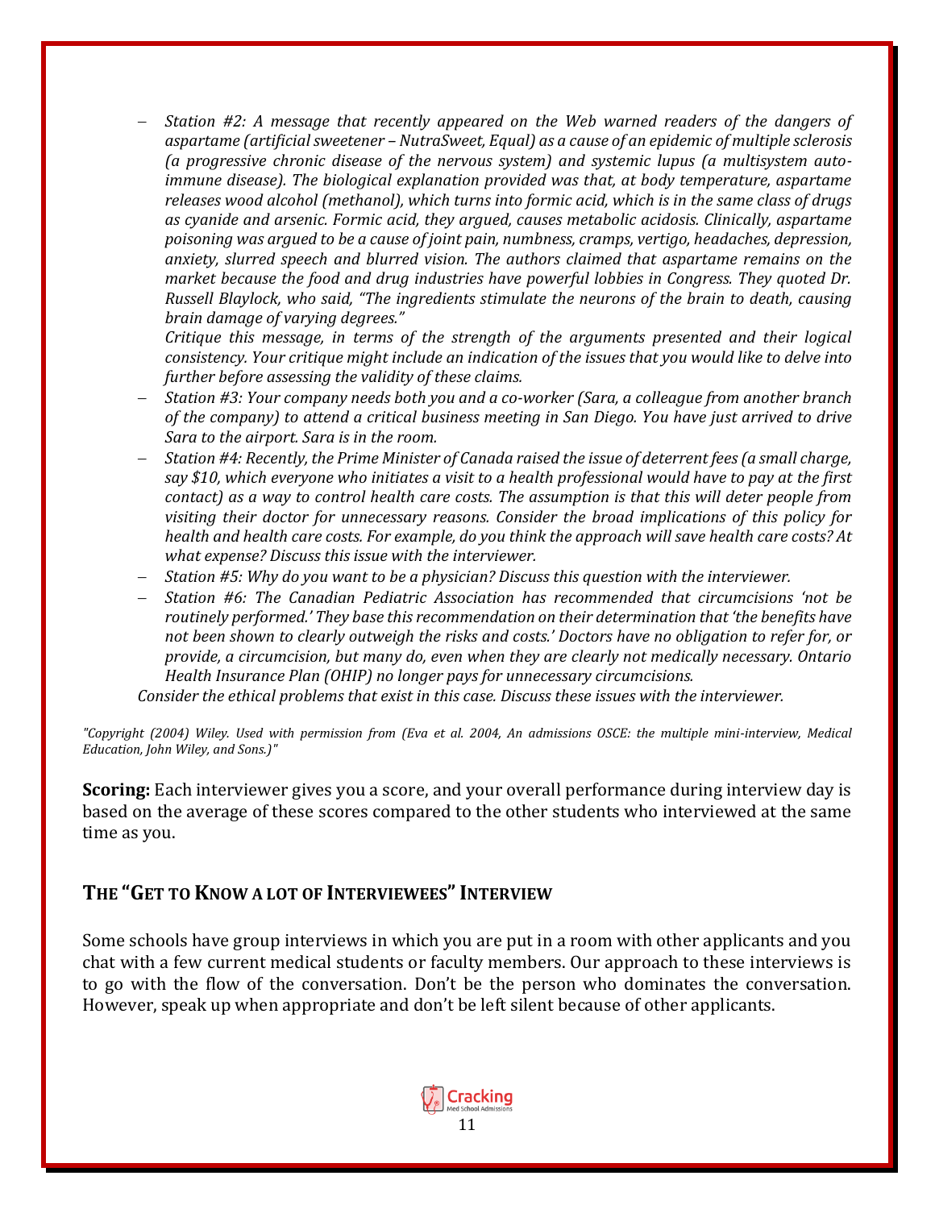- *Station #2: A message that recently appeared on the Web warned readers of the dangers of aspartame (artificial sweetener – NutraSweet, Equal) as a cause of an epidemic of multiple sclerosis (a progressive chronic disease of the nervous system) and systemic lupus (a multisystem auto-immune disease). The biological explanation provided was that, at body temperature, aspartame releases wood alcohol (methanol), which turns into formic acid, which is in the same class of drugs as cyanide and arsenic. Formic acid, they argued, causes metabolic acidosis. Clinically, aspartame poisoning was argued to be a cause of joint pain, numbness, cramps, vertigo, headaches, depression, anxiety, slurred speech and blurred vision. The authors claimed that aspartame remains on the market because the food and drug industries have powerful lobbies in Congress. They quoted Dr. Russell Blaylock, who said, "The ingredients stimulate the neurons of the brain to death, causing brain damage of varying degrees."*
  *Critique this message, in terms of the strength of the arguments presented and their logical consistency. Your critique might include an indication of the issues that you would like to delve into further before assessing the validity of these claims.*
- *Station #3: Your company needs both you and a co-worker (Sara, a colleague from another branch of the company) to attend a critical business meeting in San Diego. You have just arrived to drive Sara to the airport. Sara is in the room.*
- *Station #4: Recently, the Prime Minister of Canada raised the issue of deterrent fees (a small charge, say $10, which everyone who initiates a visit to a health professional would have to pay at the first contact) as a way to control health care costs. The assumption is that this will deter people from visiting their doctor for unnecessary reasons. Consider the broad implications of this policy for health and health care costs. For example, do you think the approach will save health care costs? At what expense? Discuss this issue with the interviewer.*
- *Station #5: Why do you want to be a physician? Discuss this question with the interviewer.*
- *Station #6: The Canadian Pediatric Association has recommended that circumcisions 'not be routinely performed.' They base this recommendation on their determination that 'the benefits have not been shown to clearly outweigh the risks and costs.' Doctors have no obligation to refer for, or provide, a circumcision, but many do, even when they are clearly not medically necessary. Ontario Health Insurance Plan (OHIP) no longer pays for unnecessary circumcisions.*

*Consider the ethical problems that exist in this case. Discuss these issues with the interviewer.*

*"Copyright (2004) Wiley. Used with permission from (Eva et al. 2004, An admissions OSCE: the multiple mini-interview, Medical Education, John Wiley, and Sons.)"*

**Scoring:** Each interviewer gives you a score, and your overall performance during interview day is based on the average of these scores compared to the other students who interviewed at the same time as you.

## The "Get to Know a lot of Interviewees" Interview

Some schools have group interviews in which you are put in a room with other applicants and you chat with a few current medical students or faculty members. Our approach to these interviews is to go with the flow of the conversation. Don't be the person who dominates the conversation. However, speak up when appropriate and don't be left silent because of other applicants.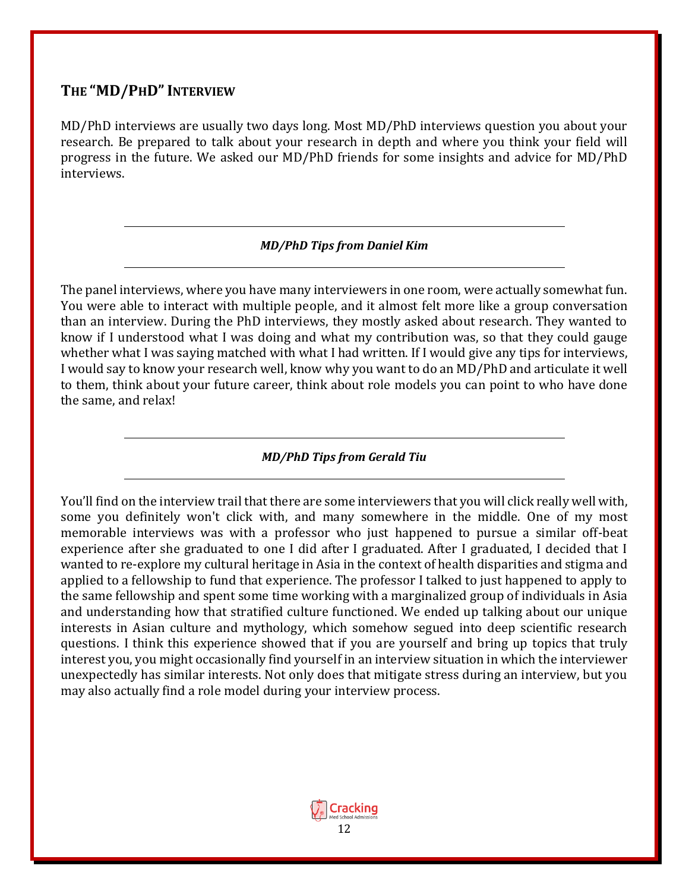## THE "MD/PHD" INTERVIEW

MD/PhD interviews are usually two days long. Most MD/PhD interviews question you about your research. Be prepared to talk about your research in depth and where you think your field will progress in the future. We asked our MD/PhD friends for some insights and advice for MD/PhD interviews.

---

***MD/PhD Tips from Daniel Kim***

---

The panel interviews, where you have many interviewers in one room, were actually somewhat fun. You were able to interact with multiple people, and it almost felt more like a group conversation than an interview. During the PhD interviews, they mostly asked about research. They wanted to know if I understood what I was doing and what my contribution was, so that they could gauge whether what I was saying matched with what I had written. If I would give any tips for interviews, I would say to know your research well, know why you want to do an MD/PhD and articulate it well to them, think about your future career, think about role models you can point to who have done the same, and relax!

---

***MD/PhD Tips from Gerald Tiu***

---

You'll find on the interview trail that there are some interviewers that you will click really well with, some you definitely won't click with, and many somewhere in the middle. One of my most memorable interviews was with a professor who just happened to pursue a similar off-beat experience after she graduated to one I did after I graduated. After I graduated, I decided that I wanted to re-explore my cultural heritage in Asia in the context of health disparities and stigma and applied to a fellowship to fund that experience. The professor I talked to just happened to apply to the same fellowship and spent some time working with a marginalized group of individuals in Asia and understanding how that stratified culture functioned. We ended up talking about our unique interests in Asian culture and mythology, which somehow segued into deep scientific research questions. I think this experience showed that if you are yourself and bring up topics that truly interest you, you might occasionally find yourself in an interview situation in which the interviewer unexpectedly has similar interests. Not only does that mitigate stress during an interview, but you may also actually find a role model during your interview process.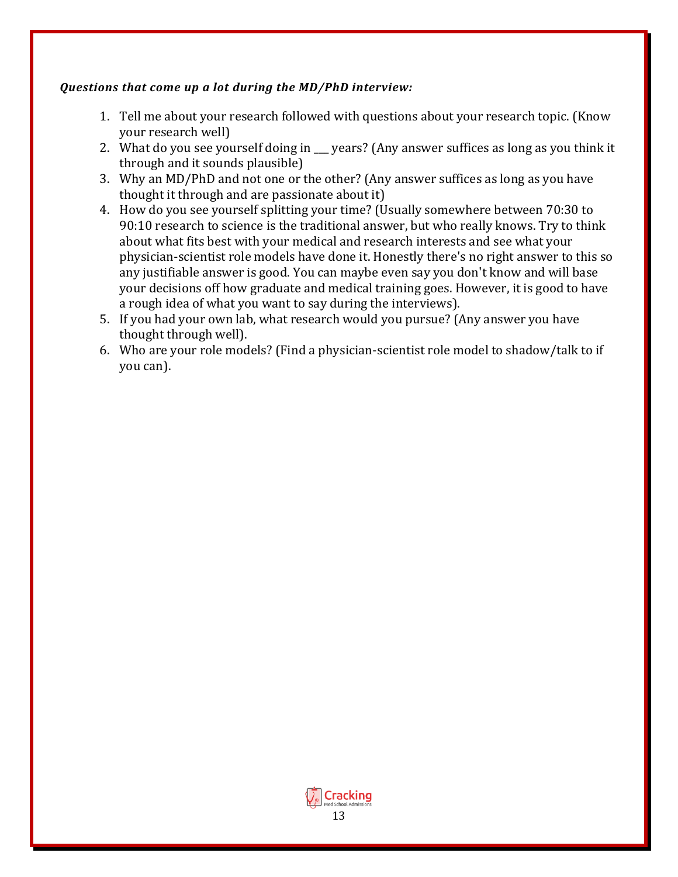***Questions that come up a lot during the MD/PhD interview:***

1. Tell me about your research followed with questions about your research topic. (Know your research well)
2. What do you see yourself doing in ___ years? (Any answer suffices as long as you think it through and it sounds plausible)
3. Why an MD/PhD and not one or the other? (Any answer suffices as long as you have thought it through and are passionate about it)
4. How do you see yourself splitting your time? (Usually somewhere between 70:30 to 90:10 research to science is the traditional answer, but who really knows. Try to think about what fits best with your medical and research interests and see what your physician-scientist role models have done it. Honestly there's no right answer to this so any justifiable answer is good. You can maybe even say you don't know and will base your decisions off how graduate and medical training goes. However, it is good to have a rough idea of what you want to say during the interviews).
5. If you had your own lab, what research would you pursue? (Any answer you have thought through well).
6. Who are your role models? (Find a physician-scientist role model to shadow/talk to if you can).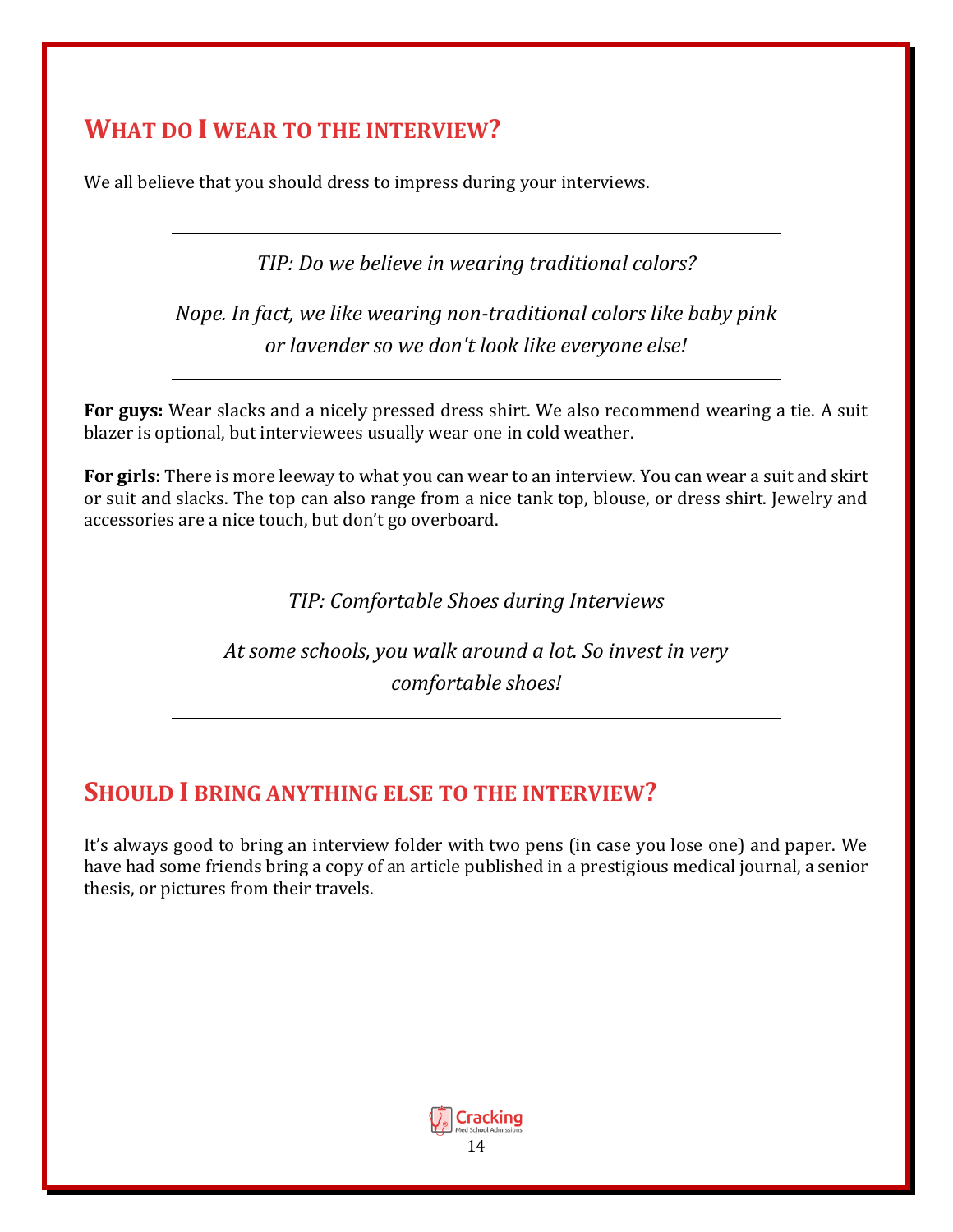## What do I wear to the interview?

We all believe that you should dress to impress during your interviews.

---

*TIP: Do we believe in wearing traditional colors?*

*Nope. In fact, we like wearing non-traditional colors like baby pink or lavender so we don't look like everyone else!*

---

**For guys:** Wear slacks and a nicely pressed dress shirt. We also recommend wearing a tie. A suit blazer is optional, but interviewees usually wear one in cold weather.

**For girls:** There is more leeway to what you can wear to an interview. You can wear a suit and skirt or suit and slacks. The top can also range from a nice tank top, blouse, or dress shirt. Jewelry and accessories are a nice touch, but don't go overboard.

---

*TIP: Comfortable Shoes during Interviews*

*At some schools, you walk around a lot. So invest in very comfortable shoes!*

---

## Should I bring anything else to the interview?

It's always good to bring an interview folder with two pens (in case you lose one) and paper. We have had some friends bring a copy of an article published in a prestigious medical journal, a senior thesis, or pictures from their travels.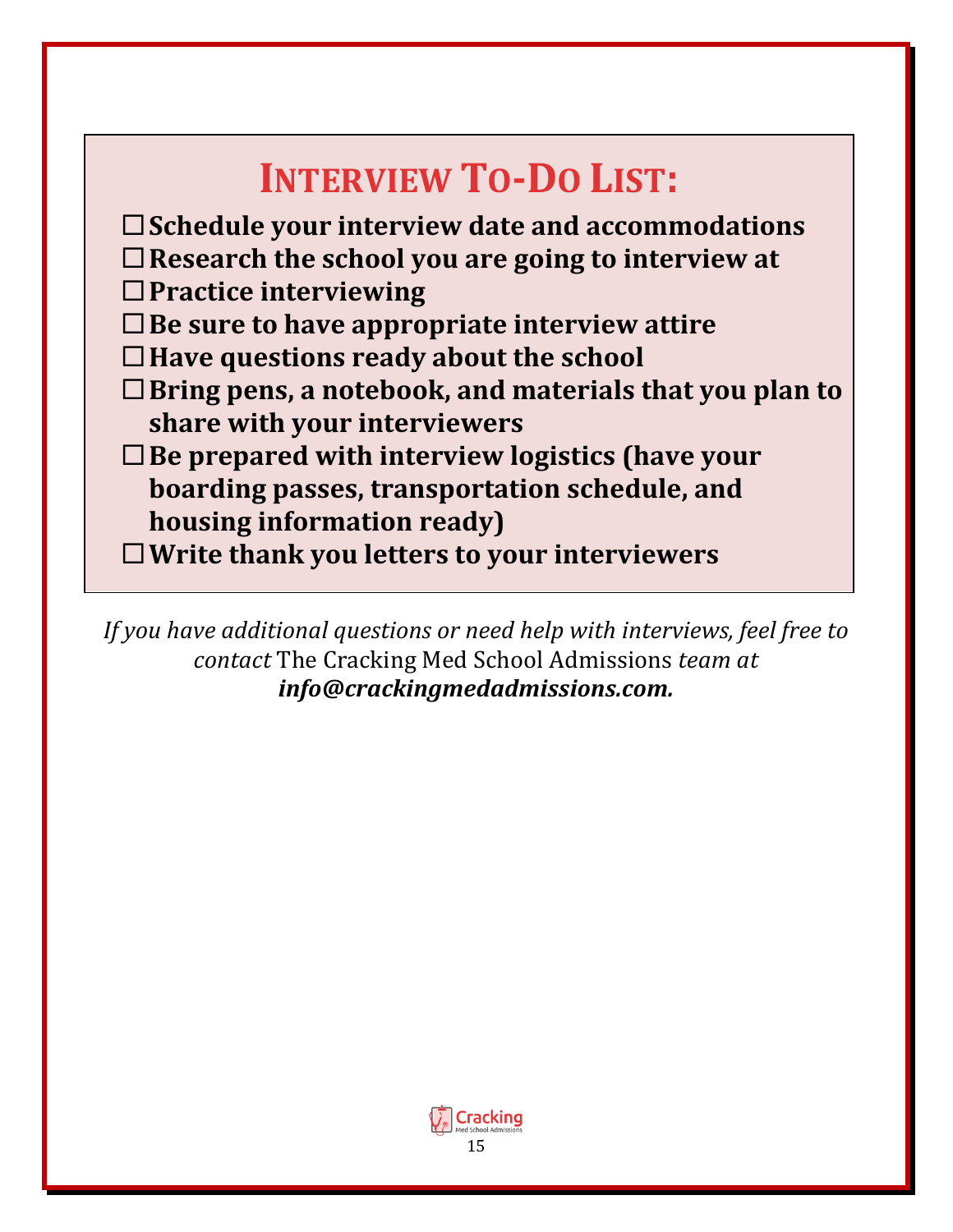## Interview To-Do List:

- ☐ **Schedule your interview date and accommodations**
- ☐ **Research the school you are going to interview at**
- ☐ **Practice interviewing**
- ☐ **Be sure to have appropriate interview attire**
- ☐ **Have questions ready about the school**
- ☐ **Bring pens, a notebook, and materials that you plan to share with your interviewers**
- ☐ **Be prepared with interview logistics (have your boarding passes, transportation schedule, and housing information ready)**
- ☐ **Write thank you letters to your interviewers**

*If you have additional questions or need help with interviews, feel free to contact* The Cracking Med School Admissions *team at* ***info@crackingmedadmissions.com.***